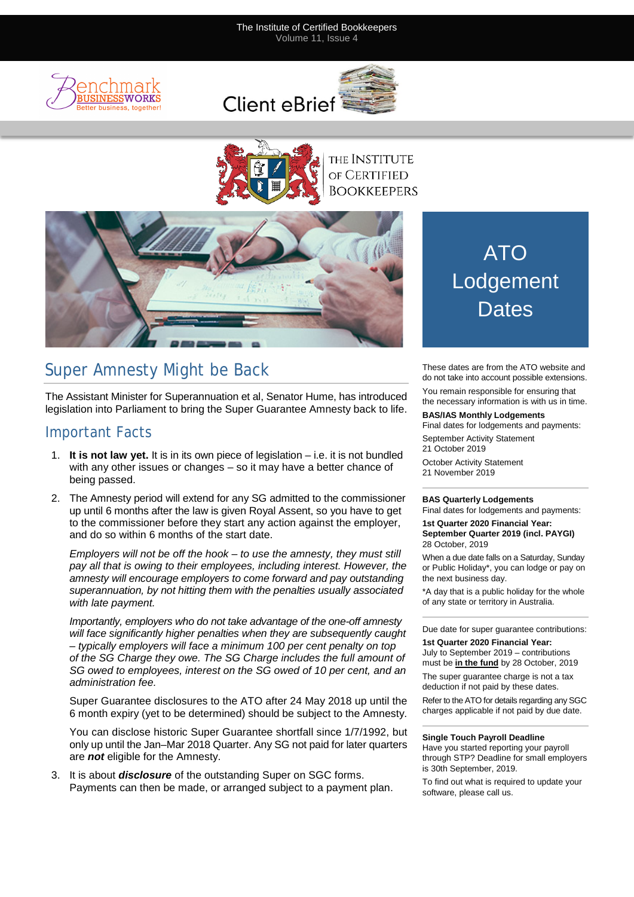The Institute of Certified Bookkeepers
Volume 11, Issue 4

Benchmark BUSINESSWORKS — Better business, together!

# Client eBrief

THE INSTITUTE OF CERTIFIED BOOKKEEPERS

## Super Amnesty Might be Back

The Assistant Minister for Superannuation et al, Senator Hume, has introduced legislation into Parliament to bring the Super Guarantee Amnesty back to life.

### Important Facts

1. **It is not law yet.** It is in its own piece of legislation – i.e. it is not bundled with any other issues or changes – so it may have a better chance of being passed.

2. The Amnesty period will extend for any SG admitted to the commissioner up until 6 months after the law is given Royal Assent, so you have to get to the commissioner before they start any action against the employer, and do so within 6 months of the start date.

   *Employers will not be off the hook – to use the amnesty, they must still pay all that is owing to their employees, including interest. However, the amnesty will encourage employers to come forward and pay outstanding superannuation, by not hitting them with the penalties usually associated with late payment.*

   *Importantly, employers who do not take advantage of the one-off amnesty will face significantly higher penalties when they are subsequently caught – typically employers will face a minimum 100 per cent penalty on top of the SG Charge they owe. The SG Charge includes the full amount of SG owed to employees, interest on the SG owed of 10 per cent, and an administration fee.*

   Super Guarantee disclosures to the ATO after 24 May 2018 up until the 6 month expiry (yet to be determined) should be subject to the Amnesty.

   You can disclose historic Super Guarantee shortfall since 1/7/1992, but only up until the Jan–Mar 2018 Quarter. Any SG not paid for later quarters are ***not*** eligible for the Amnesty.

3. It is about ***disclosure*** of the outstanding Super on SGC forms. Payments can then be made, or arranged subject to a payment plan.

## ATO Lodgement Dates

These dates are from the ATO website and do not take into account possible extensions.

You remain responsible for ensuring that the necessary information is with us in time.

**BAS/IAS Monthly Lodgements**
Final dates for lodgements and payments:

September Activity Statement
21 October 2019

October Activity Statement
21 November 2019

**BAS Quarterly Lodgements**
Final dates for lodgements and payments:

**1st Quarter 2020 Financial Year: September Quarter 2019 (incl. PAYGI)**
28 October, 2019

When a due date falls on a Saturday, Sunday or Public Holiday*, you can lodge or pay on the next business day.

*A day that is a public holiday for the whole of any state or territory in Australia.

Due date for super guarantee contributions:

**1st Quarter 2020 Financial Year:**
July to September 2019 – contributions must be **in the fund** by 28 October, 2019

The super guarantee charge is not a tax deduction if not paid by these dates.

Refer to the ATO for details regarding any SGC charges applicable if not paid by due date.

**Single Touch Payroll Deadline**
Have you started reporting your payroll through STP? Deadline for small employers is 30th September, 2019.

To find out what is required to update your software, please call us.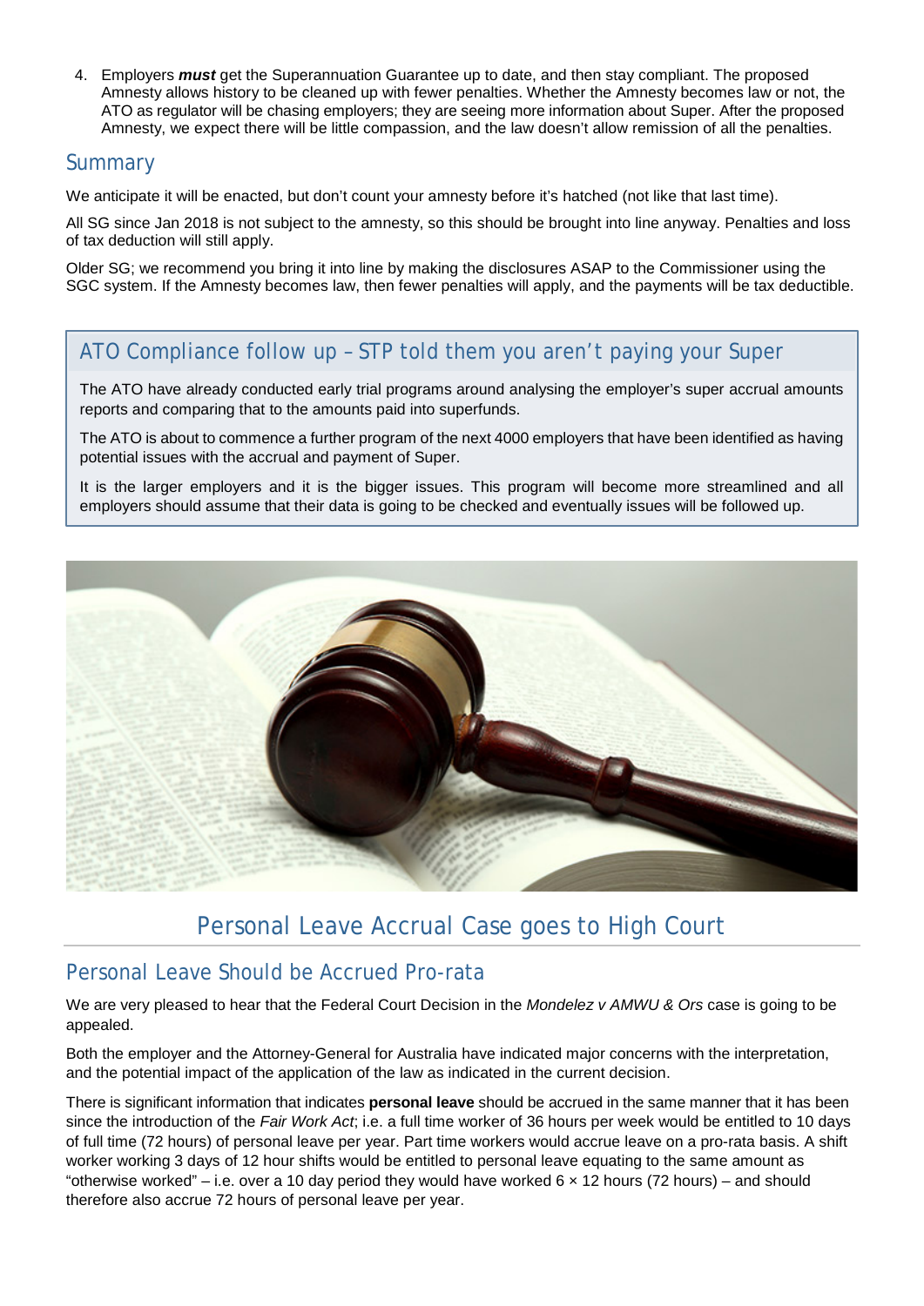4. Employers ***must*** get the Superannuation Guarantee up to date, and then stay compliant. The proposed Amnesty allows history to be cleaned up with fewer penalties. Whether the Amnesty becomes law or not, the ATO as regulator will be chasing employers; they are seeing more information about Super. After the proposed Amnesty, we expect there will be little compassion, and the law doesn't allow remission of all the penalties.

## Summary

We anticipate it will be enacted, but don't count your amnesty before it's hatched (not like that last time).

All SG since Jan 2018 is not subject to the amnesty, so this should be brought into line anyway. Penalties and loss of tax deduction will still apply.

Older SG; we recommend you bring it into line by making the disclosures ASAP to the Commissioner using the SGC system. If the Amnesty becomes law, then fewer penalties will apply, and the payments will be tax deductible.

## ATO Compliance follow up – STP told them you aren't paying your Super

The ATO have already conducted early trial programs around analysing the employer's super accrual amounts reports and comparing that to the amounts paid into superfunds.

The ATO is about to commence a further program of the next 4000 employers that have been identified as having potential issues with the accrual and payment of Super.

It is the larger employers and it is the bigger issues. This program will become more streamlined and all employers should assume that their data is going to be checked and eventually issues will be followed up.

# Personal Leave Accrual Case goes to High Court

## Personal Leave Should be Accrued Pro-rata

We are very pleased to hear that the Federal Court Decision in the *Mondelez v AMWU & Ors* case is going to be appealed.

Both the employer and the Attorney-General for Australia have indicated major concerns with the interpretation, and the potential impact of the application of the law as indicated in the current decision.

There is significant information that indicates **personal leave** should be accrued in the same manner that it has been since the introduction of the *Fair Work Act*; i.e. a full time worker of 36 hours per week would be entitled to 10 days of full time (72 hours) of personal leave per year. Part time workers would accrue leave on a pro-rata basis. A shift worker working 3 days of 12 hour shifts would be entitled to personal leave equating to the same amount as "otherwise worked" – i.e. over a 10 day period they would have worked 6 × 12 hours (72 hours) – and should therefore also accrue 72 hours of personal leave per year.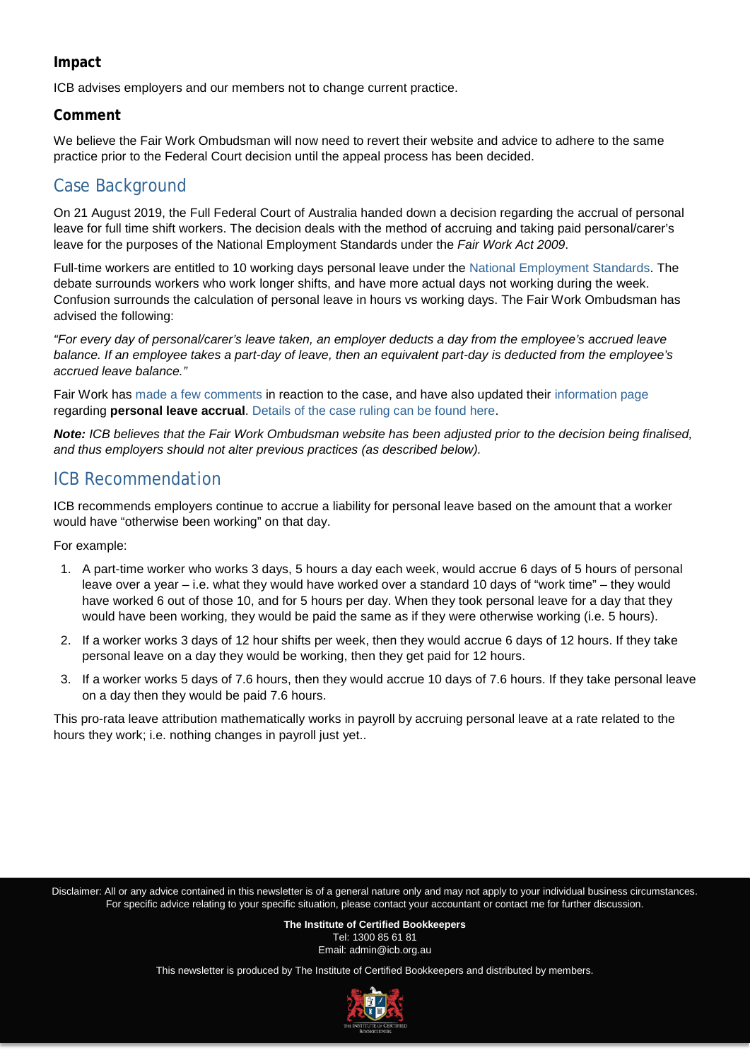### Impact

ICB advises employers and our members not to change current practice.

### Comment

We believe the Fair Work Ombudsman will now need to revert their website and advice to adhere to the same practice prior to the Federal Court decision until the appeal process has been decided.

## Case Background

On 21 August 2019, the Full Federal Court of Australia handed down a decision regarding the accrual of personal leave for full time shift workers. The decision deals with the method of accruing and taking paid personal/carer's leave for the purposes of the National Employment Standards under the *Fair Work Act 2009*.

Full-time workers are entitled to 10 working days personal leave under the National Employment Standards. The debate surrounds workers who work longer shifts, and have more actual days not working during the week. Confusion surrounds the calculation of personal leave in hours vs working days. The Fair Work Ombudsman has advised the following:

*"For every day of personal/carer's leave taken, an employer deducts a day from the employee's accrued leave balance. If an employee takes a part-day of leave, then an equivalent part-day is deducted from the employee's accrued leave balance."*

Fair Work has made a few comments in reaction to the case, and have also updated their information page regarding **personal leave accrual**. Details of the case ruling can be found here.

***Note:*** *ICB believes that the Fair Work Ombudsman website has been adjusted prior to the decision being finalised, and thus employers should not alter previous practices (as described below).*

## ICB Recommendation

ICB recommends employers continue to accrue a liability for personal leave based on the amount that a worker would have "otherwise been working" on that day.

For example:

1. A part-time worker who works 3 days, 5 hours a day each week, would accrue 6 days of 5 hours of personal leave over a year – i.e. what they would have worked over a standard 10 days of "work time" – they would have worked 6 out of those 10, and for 5 hours per day. When they took personal leave for a day that they would have been working, they would be paid the same as if they were otherwise working (i.e. 5 hours).
2. If a worker works 3 days of 12 hour shifts per week, then they would accrue 6 days of 12 hours. If they take personal leave on a day they would be working, then they get paid for 12 hours.
3. If a worker works 5 days of 7.6 hours, then they would accrue 10 days of 7.6 hours. If they take personal leave on a day then they would be paid 7.6 hours.

This pro-rata leave attribution mathematically works in payroll by accruing personal leave at a rate related to the hours they work; i.e. nothing changes in payroll just yet..

Disclaimer: All or any advice contained in this newsletter is of a general nature only and may not apply to your individual business circumstances. For specific advice relating to your specific situation, please contact your accountant or contact me for further discussion.

**The Institute of Certified Bookkeepers**
Tel: 1300 85 61 81
Email: admin@icb.org.au

This newsletter is produced by The Institute of Certified Bookkeepers and distributed by members.